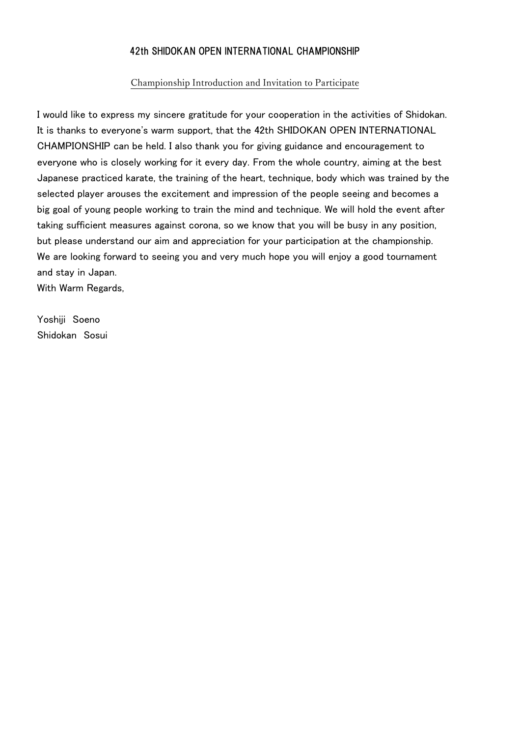# 42th SHIDOKAN OPEN INTERNATIONAL CHAMPIONSHIP

## Championship Introduction and Invitation to Participate

I would like to express my sincere gratitude for your cooperation in the activities of Shidokan. It is thanks to everyone's warm support, that the 42th SHIDOKAN OPEN INTERNATIONAL CHAMPIONSHIP can be held. I also thank you for giving guidance and encouragement to everyone who is closely working for it every day. From the whole country, aiming at the best Japanese practiced karate, the training of the heart, technique, body which was trained by the selected player arouses the excitement and impression of the people seeing and becomes a big goal of young people working to train the mind and technique. We will hold the event after taking sufficient measures against corona, so we know that you will be busy in any position, but please understand our aim and appreciation for your participation at the championship.
We are looking forward to seeing you and very much hope you will enjoy a good tournament and stay in Japan.
With Warm Regards,

Yoshiji Soeno
Shidokan Sosui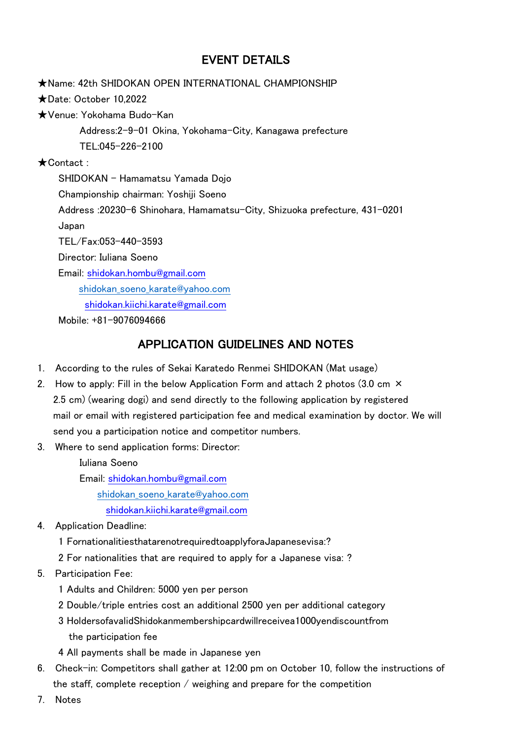## EVENT DETAILS

★Name: 42th SHIDOKAN OPEN INTERNATIONAL CHAMPIONSHIP

★Date: October 10,2022

★Venue: Yokohama Budo-Kan

Address:2-9-01 Okina, Yokohama-City, Kanagawa prefecture

TEL:045-226-2100

★Contact :

SHIDOKAN - Hamamatsu Yamada Dojo

Championship chairman: Yoshiji Soeno

Address :20230-6 Shinohara, Hamamatsu-City, Shizuoka prefecture, 431-0201 Japan

TEL/Fax:053-440-3593

Director: Iuliana Soeno

Email: shidokan.hombu@gmail.com

shidokan_soeno_karate@yahoo.com

shidokan.kiichi.karate@gmail.com

Mobile: +81-9076094666

## APPLICATION GUIDELINES AND NOTES

1. According to the rules of Sekai Karatedo Renmei SHIDOKAN (Mat usage)
2. How to apply: Fill in the below Application Form and attach 2 photos (3.0 cm × 2.5 cm) (wearing dogi) and send directly to the following application by registered mail or email with registered participation fee and medical examination by doctor. We will send you a participation notice and competitor numbers.
3. Where to send application forms: Director:

   Iuliana Soeno

   Email: shidokan.hombu@gmail.com

   shidokan_soeno_karate@yahoo.com

   shidokan.kiichi.karate@gmail.com
4. Application Deadline:

   1 FornationalitiesthatarenotrequiredtoapplyforaJapanesevisa:?

   2 For nationalities that are required to apply for a Japanese visa: ?
5. Participation Fee:

   1 Adults and Children: 5000 yen per person

   2 Double/triple entries cost an additional 2500 yen per additional category

   3 HoldersofavalidShidokanmembershipcardwillreceivea1000yendiscountfrom the participation fee

   4 All payments shall be made in Japanese yen
6. Check-in: Competitors shall gather at 12:00 pm on October 10, follow the instructions of the staff, complete reception / weighing and prepare for the competition
7. Notes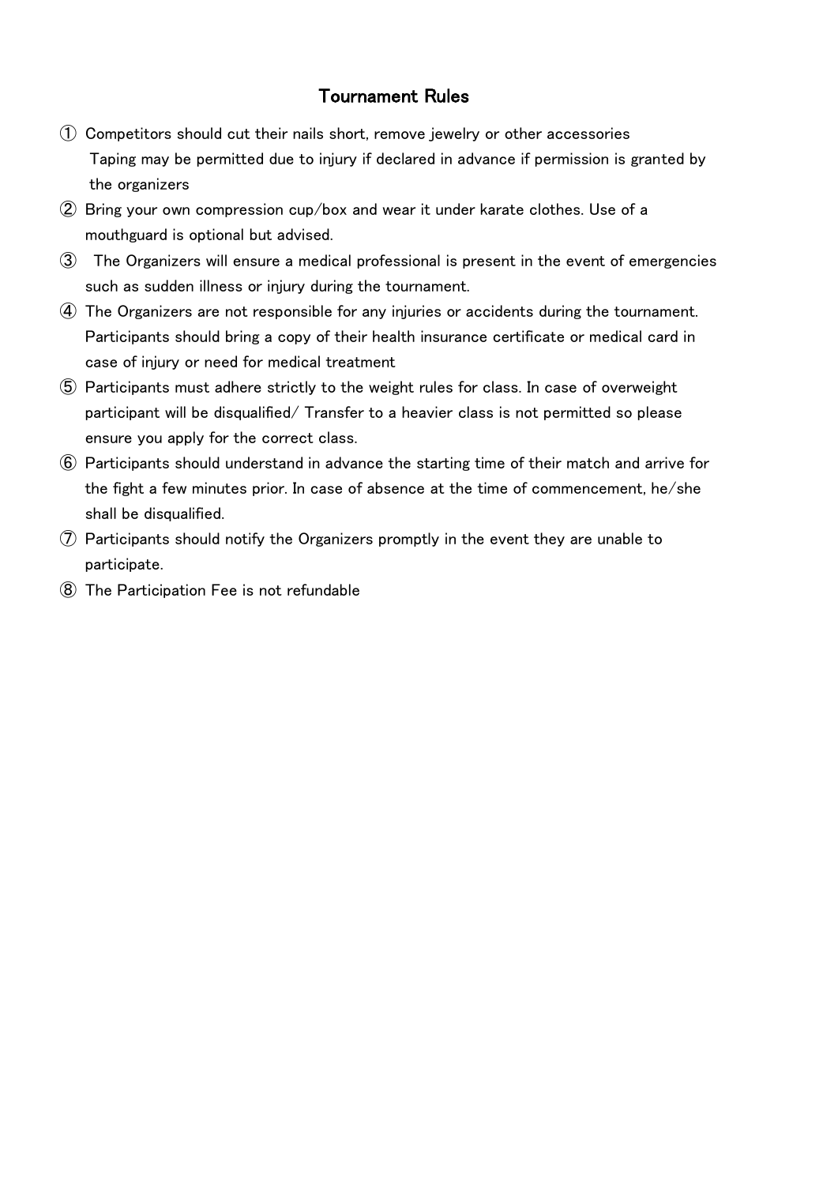# Tournament Rules

① Competitors should cut their nails short, remove jewelry or other accessories
Taping may be permitted due to injury if declared in advance if permission is granted by the organizers

② Bring your own compression cup/box and wear it under karate clothes. Use of a mouthguard is optional but advised.

③ The Organizers will ensure a medical professional is present in the event of emergencies such as sudden illness or injury during the tournament.

④ The Organizers are not responsible for any injuries or accidents during the tournament. Participants should bring a copy of their health insurance certificate or medical card in case of injury or need for medical treatment

⑤ Participants must adhere strictly to the weight rules for class. In case of overweight participant will be disqualified/ Transfer to a heavier class is not permitted so please ensure you apply for the correct class.

⑥ Participants should understand in advance the starting time of their match and arrive for the fight a few minutes prior. In case of absence at the time of commencement, he/she shall be disqualified.

⑦ Participants should notify the Organizers promptly in the event they are unable to participate.

⑧ The Participation Fee is not refundable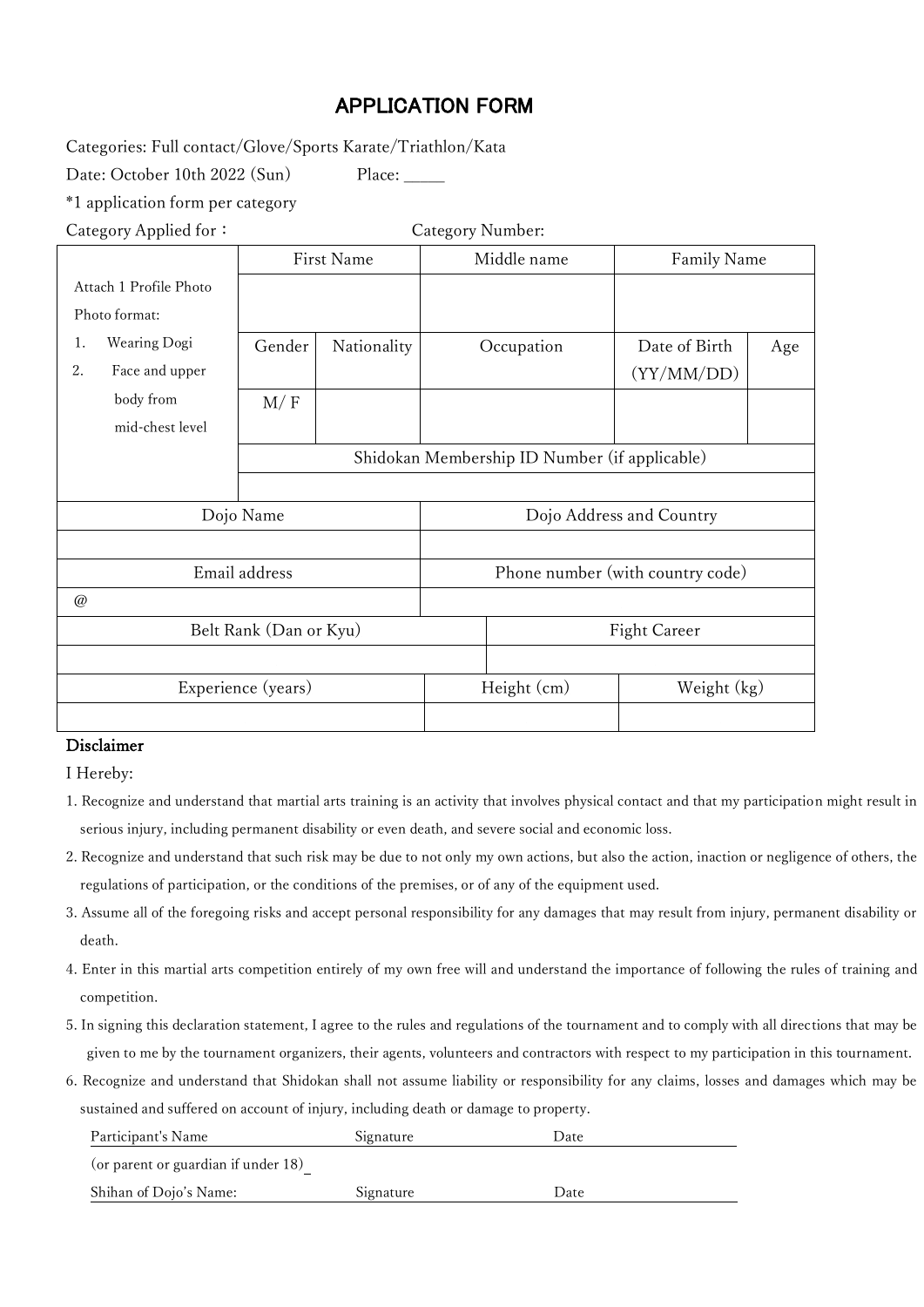# APPLICATION FORM

Categories: Full contact/Glove/Sports Karate/Triathlon/Kata

Date: October 10th 2022 (Sun)　　　Place: _____

*1 application form per category

Category Applied for：　　　　　　　　Category Number:

| Attach 1 Profile Photo<br>Photo format:<br>1. Wearing Dogi<br>2. Face and upper body from mid-chest level | First Name | | Middle name | Family Name | |
|---|---|---|---|---|---|
| | | | | | |
| | Gender | Nationality | Occupation | Date of Birth (YY/MM/DD) | Age |
| | M/ F | | | | |
| | Shidokan Membership ID Number (if applicable) | | | | |
| | | | | | |

| Dojo Name | Dojo Address and Country |
|---|---|
| | |
| **Email address** | **Phone number (with country code)** |
| @ | |
| **Belt Rank (Dan or Kyu)** | **Fight Career** |
| | |

| Experience (years) | Height (cm) | Weight (kg) |
|---|---|---|
| | | |

## Disclaimer

I Hereby:

1. Recognize and understand that martial arts training is an activity that involves physical contact and that my participation might result in serious injury, including permanent disability or even death, and severe social and economic loss.
2. Recognize and understand that such risk may be due to not only my own actions, but also the action, inaction or negligence of others, the regulations of participation, or the conditions of the premises, or of any of the equipment used.
3. Assume all of the foregoing risks and accept personal responsibility for any damages that may result from injury, permanent disability or death.
4. Enter in this martial arts competition entirely of my own free will and understand the importance of following the rules of training and competition.
5. In signing this declaration statement, I agree to the rules and regulations of the tournament and to comply with all directions that may be given to me by the tournament organizers, their agents, volunteers and contractors with respect to my participation in this tournament.
6. Recognize and understand that Shidokan shall not assume liability or responsibility for any claims, losses and damages which may be sustained and suffered on account of injury, including death or damage to property.

Participant's Name　　　　　　Signature　　　　　　Date

(or parent or guardian if under 18)

Shihan of Dojo's Name:　　　　Signature　　　　　　Date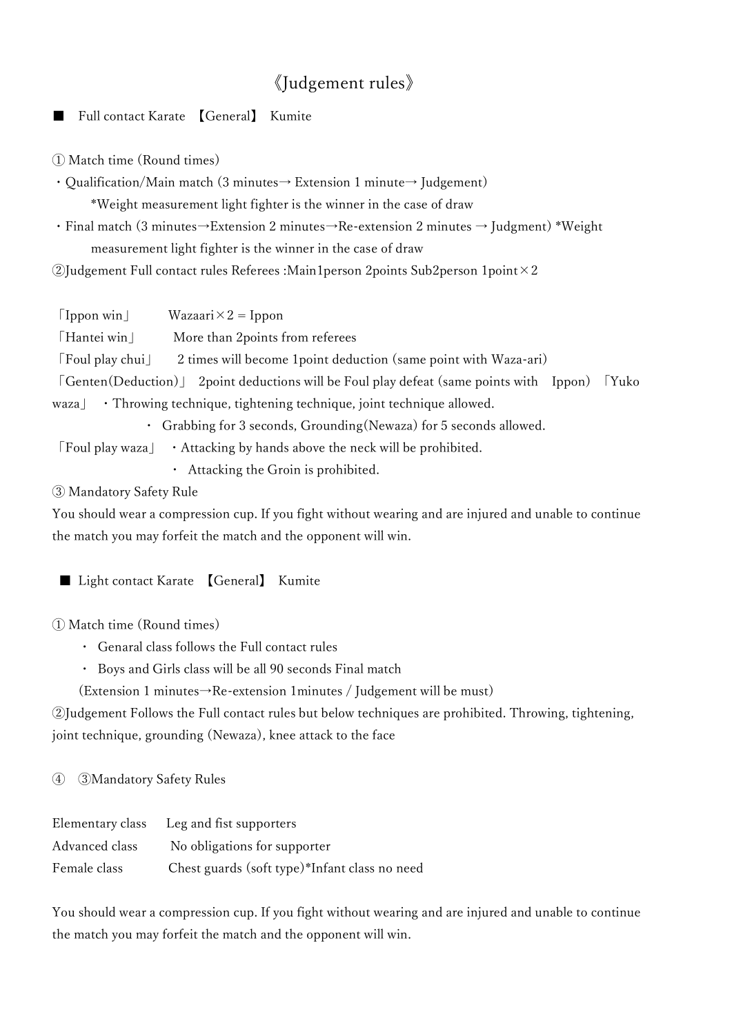# 《Judgement rules》

■ Full contact Karate 【General】 Kumite

① Match time (Round times)

・Qualification/Main match (3 minutes→ Extension 1 minute→ Judgement)
  *Weight measurement light fighter is the winner in the case of draw

・Final match (3 minutes→Extension 2 minutes→Re-extension 2 minutes → Judgment) *Weight measurement light fighter is the winner in the case of draw

②Judgement Full contact rules Referees :Main1person 2points Sub2person 1point×2

「Ippon win」 Wazaari×2 = Ippon

「Hantei win」 More than 2points from referees

「Foul play chui」 2 times will become 1point deduction (same point with Waza-ari)

「Genten(Deduction)」 2point deductions will be Foul play defeat (same points with Ippon) 「Yuko waza」 ・Throwing technique, tightening technique, joint technique allowed.

・ Grabbing for 3 seconds, Grounding(Newaza) for 5 seconds allowed.

「Foul play waza」 ・Attacking by hands above the neck will be prohibited.

・ Attacking the Groin is prohibited.

③ Mandatory Safety Rule

You should wear a compression cup. If you fight without wearing and are injured and unable to continue the match you may forfeit the match and the opponent will win.

■ Light contact Karate 【General】 Kumite

① Match time (Round times)

・ Genaral class follows the Full contact rules

・ Boys and Girls class will be all 90 seconds Final match

(Extension 1 minutes→Re-extension 1minutes / Judgement will be must)

②Judgement Follows the Full contact rules but below techniques are prohibited. Throwing, tightening, joint technique, grounding (Newaza), knee attack to the face

④ ③Mandatory Safety Rules

Elementary class Leg and fist supporters

Advanced class No obligations for supporter

Female class Chest guards (soft type)*Infant class no need

You should wear a compression cup. If you fight without wearing and are injured and unable to continue the match you may forfeit the match and the opponent will win.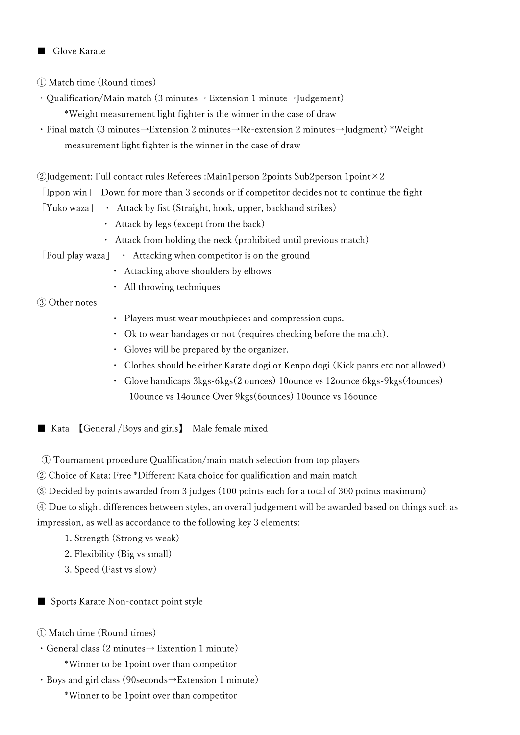## ■ Glove Karate

① Match time (Round times)

・Qualification/Main match (3 minutes→ Extension 1 minute→Judgement)
  *Weight measurement light fighter is the winner in the case of draw

・Final match (3 minutes→Extension 2 minutes→Re-extension 2 minutes→Judgment) *Weight measurement light fighter is the winner in the case of draw

②Judgement: Full contact rules Referees :Main1person 2points Sub2person 1point×2

「Ippon win」 Down for more than 3 seconds or if competitor decides not to continue the fight

「Yuko waza」
- Attack by fist (Straight, hook, upper, backhand strikes)
- Attack by legs (except from the back)
- Attack from holding the neck (prohibited until previous match)

「Foul play waza」
- Attacking when competitor is on the ground
- Attacking above shoulders by elbows
- All throwing techniques

③ Other notes
- Players must wear mouthpieces and compression cups.
- Ok to wear bandages or not (requires checking before the match).
- Gloves will be prepared by the organizer.
- Clothes should be either Karate dogi or Kenpo dogi (Kick pants etc not allowed)
- Glove handicaps 3kgs-6kgs(2 ounces) 10ounce vs 12ounce 6kgs-9kgs(4ounces) 10ounce vs 14ounce Over 9kgs(6ounces) 10ounce vs 16ounce

## ■ Kata 【General /Boys and girls】 Male female mixed

① Tournament procedure Qualification/main match selection from top players

② Choice of Kata: Free *Different Kata choice for qualification and main match

③ Decided by points awarded from 3 judges (100 points each for a total of 300 points maximum)

④ Due to slight differences between styles, an overall judgement will be awarded based on things such as impression, as well as accordance to the following key 3 elements:

1. Strength (Strong vs weak)
2. Flexibility (Big vs small)
3. Speed (Fast vs slow)

## ■ Sports Karate Non-contact point style

① Match time (Round times)

・General class (2 minutes→ Extention 1 minute)
  *Winner to be 1point over than competitor

・Boys and girl class (90seconds→Extension 1 minute)
  *Winner to be 1point over than competitor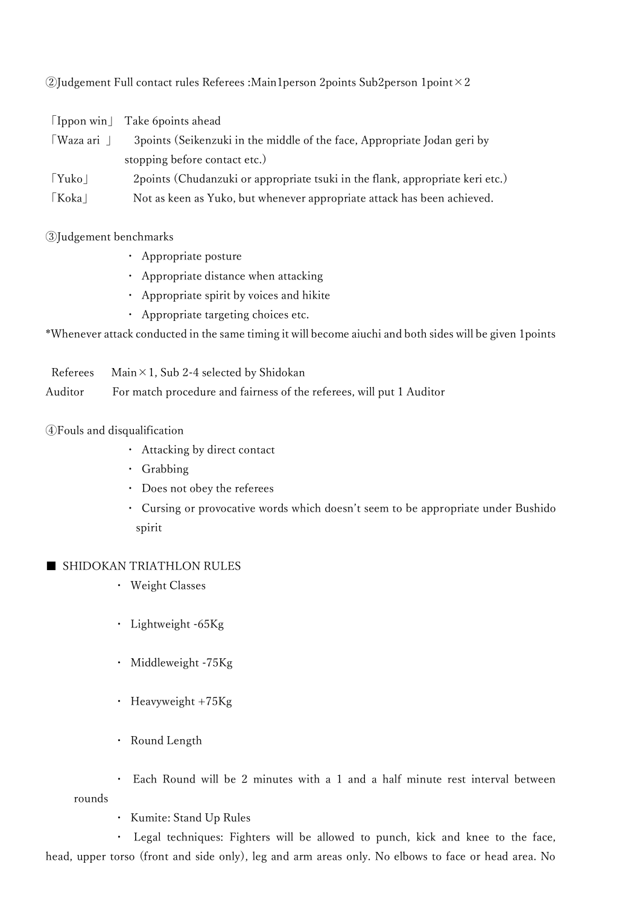②Judgement Full contact rules Referees :Main1person 2points Sub2person 1point×2

「Ippon win」 Take 6points ahead

「Waza ari 」 3points (Seikenzuki in the middle of the face, Appropriate Jodan geri by stopping before contact etc.)

「Yuko」 2points (Chudanzuki or appropriate tsuki in the flank, appropriate keri etc.)

「Koka」 Not as keen as Yuko, but whenever appropriate attack has been achieved.

③Judgement benchmarks

- Appropriate posture
- Appropriate distance when attacking
- Appropriate spirit by voices and hikite
- Appropriate targeting choices etc.

*Whenever attack conducted in the same timing it will become aiuchi and both sides will be given 1points

Referees Main×1, Sub 2-4 selected by Shidokan

Auditor For match procedure and fairness of the referees, will put 1 Auditor

④Fouls and disqualification

- Attacking by direct contact
- Grabbing
- Does not obey the referees
- Cursing or provocative words which doesn't seem to be appropriate under Bushido spirit

■ SHIDOKAN TRIATHLON RULES

- Weight Classes
- Lightweight -65Kg
- Middleweight -75Kg
- Heavyweight +75Kg
- Round Length
- Each Round will be 2 minutes with a 1 and a half minute rest interval between rounds
- Kumite: Stand Up Rules
- Legal techniques: Fighters will be allowed to punch, kick and knee to the face, head, upper torso (front and side only), leg and arm areas only. No elbows to face or head area. No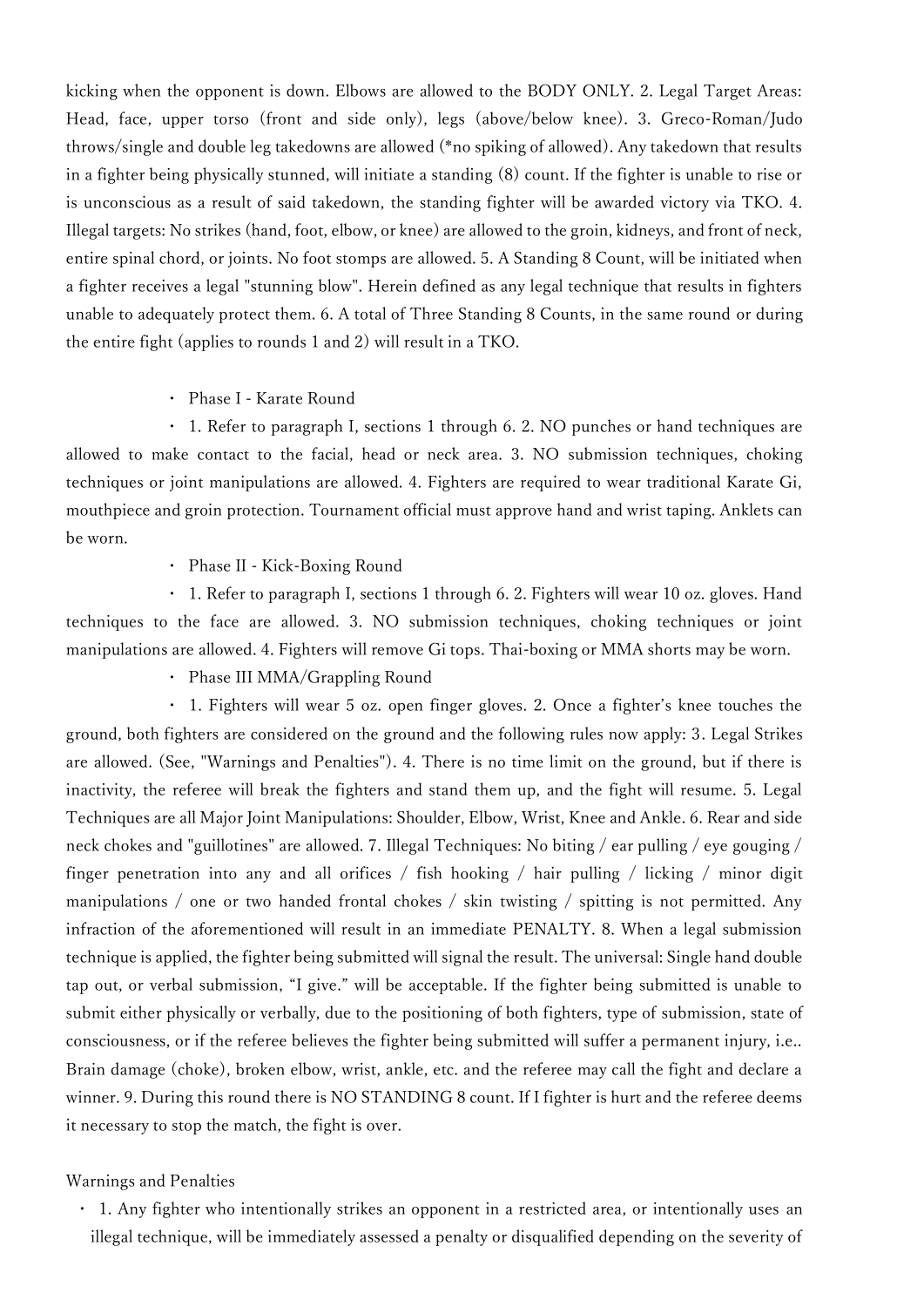kicking when the opponent is down. Elbows are allowed to the BODY ONLY. 2. Legal Target Areas: Head, face, upper torso (front and side only), legs (above/below knee). 3. Greco-Roman/Judo throws/single and double leg takedowns are allowed (*no spiking of allowed). Any takedown that results in a fighter being physically stunned, will initiate a standing (8) count. If the fighter is unable to rise or is unconscious as a result of said takedown, the standing fighter will be awarded victory via TKO. 4. Illegal targets: No strikes (hand, foot, elbow, or knee) are allowed to the groin, kidneys, and front of neck, entire spinal chord, or joints. No foot stomps are allowed. 5. A Standing 8 Count, will be initiated when a fighter receives a legal "stunning blow". Herein defined as any legal technique that results in fighters unable to adequately protect them. 6. A total of Three Standing 8 Counts, in the same round or during the entire fight (applies to rounds 1 and 2) will result in a TKO.

- Phase I - Karate Round
  - 1. Refer to paragraph I, sections 1 through 6. 2. NO punches or hand techniques are allowed to make contact to the facial, head or neck area. 3. NO submission techniques, choking techniques or joint manipulations are allowed. 4. Fighters are required to wear traditional Karate Gi, mouthpiece and groin protection. Tournament official must approve hand and wrist taping. Anklets can be worn.
- Phase II - Kick-Boxing Round
  - 1. Refer to paragraph I, sections 1 through 6. 2. Fighters will wear 10 oz. gloves. Hand techniques to the face are allowed. 3. NO submission techniques, choking techniques or joint manipulations are allowed. 4. Fighters will remove Gi tops. Thai-boxing or MMA shorts may be worn.
- Phase III MMA/Grappling Round
  - 1. Fighters will wear 5 oz. open finger gloves. 2. Once a fighter's knee touches the ground, both fighters are considered on the ground and the following rules now apply: 3. Legal Strikes are allowed. (See, "Warnings and Penalties"). 4. There is no time limit on the ground, but if there is inactivity, the referee will break the fighters and stand them up, and the fight will resume. 5. Legal Techniques are all Major Joint Manipulations: Shoulder, Elbow, Wrist, Knee and Ankle. 6. Rear and side neck chokes and "guillotines" are allowed. 7. Illegal Techniques: No biting / ear pulling / eye gouging / finger penetration into any and all orifices / fish hooking / hair pulling / licking / minor digit manipulations / one or two handed frontal chokes / skin twisting / spitting is not permitted. Any infraction of the aforementioned will result in an immediate PENALTY. 8. When a legal submission technique is applied, the fighter being submitted will signal the result. The universal: Single hand double tap out, or verbal submission, "I give." will be acceptable. If the fighter being submitted is unable to submit either physically or verbally, due to the positioning of both fighters, type of submission, state of consciousness, or if the referee believes the fighter being submitted will suffer a permanent injury, i.e.. Brain damage (choke), broken elbow, wrist, ankle, etc. and the referee may call the fight and declare a winner. 9. During this round there is NO STANDING 8 count. If I fighter is hurt and the referee deems it necessary to stop the match, the fight is over.

Warnings and Penalties

- 1. Any fighter who intentionally strikes an opponent in a restricted area, or intentionally uses an illegal technique, will be immediately assessed a penalty or disqualified depending on the severity of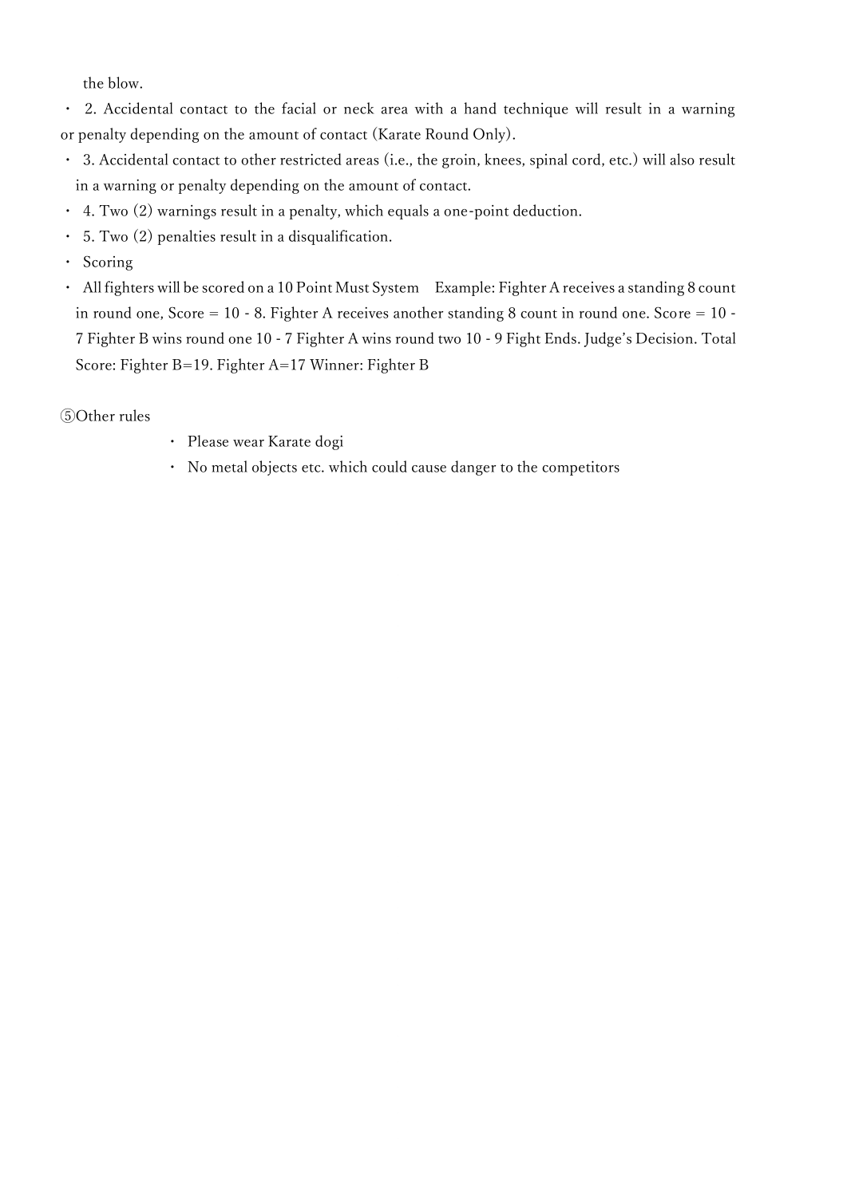the blow.

- 2. Accidental contact to the facial or neck area with a hand technique will result in a warning or penalty depending on the amount of contact (Karate Round Only).
- 3. Accidental contact to other restricted areas (i.e., the groin, knees, spinal cord, etc.) will also result in a warning or penalty depending on the amount of contact.
- 4. Two (2) warnings result in a penalty, which equals a one-point deduction.
- 5. Two (2) penalties result in a disqualification.
- Scoring
- All fighters will be scored on a 10 Point Must System　Example: Fighter A receives a standing 8 count in round one, Score = 10 - 8. Fighter A receives another standing 8 count in round one. Score = 10 - 7 Fighter B wins round one 10 - 7 Fighter A wins round two 10 - 9 Fight Ends. Judge's Decision. Total Score: Fighter B=19. Fighter A=17 Winner: Fighter B

⑤Other rules

- Please wear Karate dogi
- No metal objects etc. which could cause danger to the competitors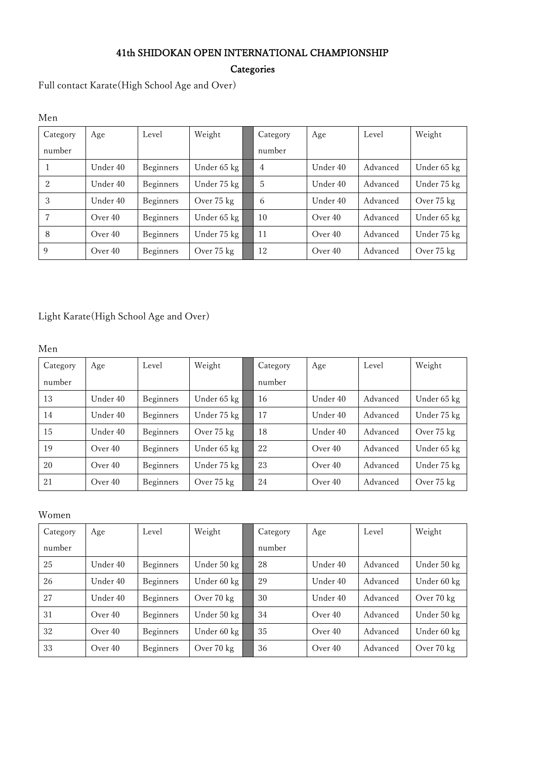# 41th SHIDOKAN OPEN INTERNATIONAL CHAMPIONSHIP

## Categories

Full contact Karate(High School Age and Over)

Men

| Category number | Age | Level | Weight | | Category number | Age | Level | Weight |
|---|---|---|---|---|---|---|---|---|
| 1 | Under 40 | Beginners | Under 65 kg | | 4 | Under 40 | Advanced | Under 65 kg |
| 2 | Under 40 | Beginners | Under 75 kg | | 5 | Under 40 | Advanced | Under 75 kg |
| 3 | Under 40 | Beginners | Over 75 kg | | 6 | Under 40 | Advanced | Over 75 kg |
| 7 | Over 40 | Beginners | Under 65 kg | | 10 | Over 40 | Advanced | Under 65 kg |
| 8 | Over 40 | Beginners | Under 75 kg | | 11 | Over 40 | Advanced | Under 75 kg |
| 9 | Over 40 | Beginners | Over 75 kg | | 12 | Over 40 | Advanced | Over 75 kg |

Light Karate(High School Age and Over)

Men

| Category number | Age | Level | Weight | | Category number | Age | Level | Weight |
|---|---|---|---|---|---|---|---|---|
| 13 | Under 40 | Beginners | Under 65 kg | | 16 | Under 40 | Advanced | Under 65 kg |
| 14 | Under 40 | Beginners | Under 75 kg | | 17 | Under 40 | Advanced | Under 75 kg |
| 15 | Under 40 | Beginners | Over 75 kg | | 18 | Under 40 | Advanced | Over 75 kg |
| 19 | Over 40 | Beginners | Under 65 kg | | 22 | Over 40 | Advanced | Under 65 kg |
| 20 | Over 40 | Beginners | Under 75 kg | | 23 | Over 40 | Advanced | Under 75 kg |
| 21 | Over 40 | Beginners | Over 75 kg | | 24 | Over 40 | Advanced | Over 75 kg |

Women

| Category number | Age | Level | Weight | | Category number | Age | Level | Weight |
|---|---|---|---|---|---|---|---|---|
| 25 | Under 40 | Beginners | Under 50 kg | | 28 | Under 40 | Advanced | Under 50 kg |
| 26 | Under 40 | Beginners | Under 60 kg | | 29 | Under 40 | Advanced | Under 60 kg |
| 27 | Under 40 | Beginners | Over 70 kg | | 30 | Under 40 | Advanced | Over 70 kg |
| 31 | Over 40 | Beginners | Under 50 kg | | 34 | Over 40 | Advanced | Under 50 kg |
| 32 | Over 40 | Beginners | Under 60 kg | | 35 | Over 40 | Advanced | Under 60 kg |
| 33 | Over 40 | Beginners | Over 70 kg | | 36 | Over 40 | Advanced | Over 70 kg |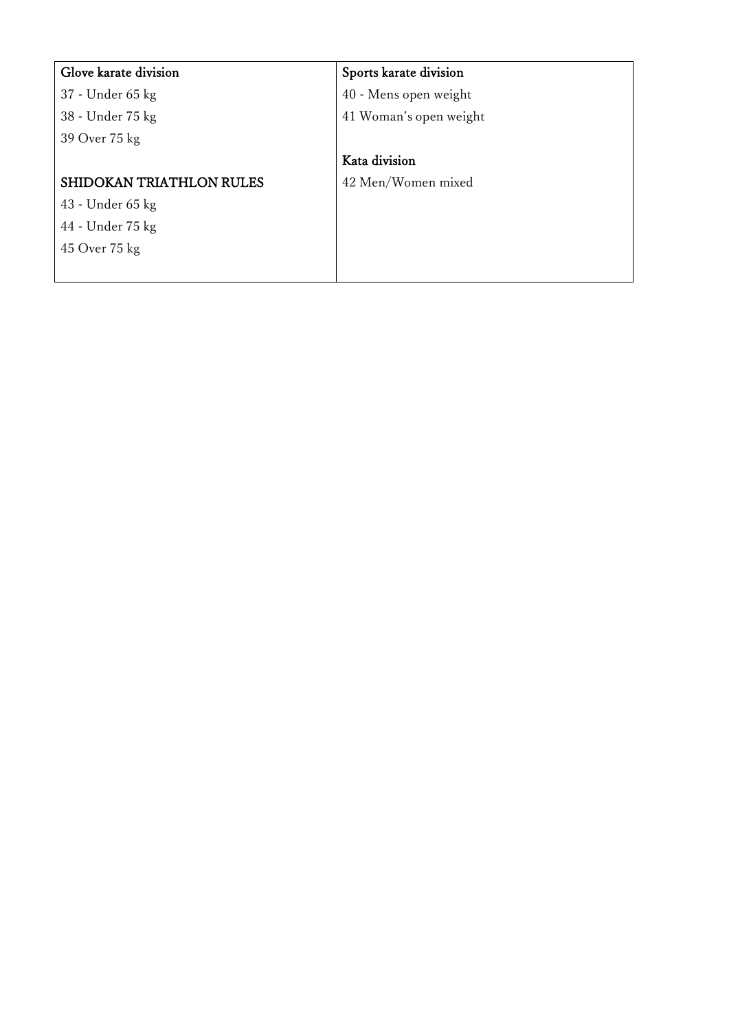| | |
|---|---|
| **Glove karate division**<br>37 - Under 65 kg<br>38 - Under 75 kg<br>39 Over 75 kg<br><br>**SHIDOKAN TRIATHLON RULES**<br>43 - Under 65 kg<br>44 - Under 75 kg<br>45 Over 75 kg | **Sports karate division**<br>40 - Mens open weight<br>41 Woman's open weight<br><br>**Kata division**<br>42 Men/Women mixed |